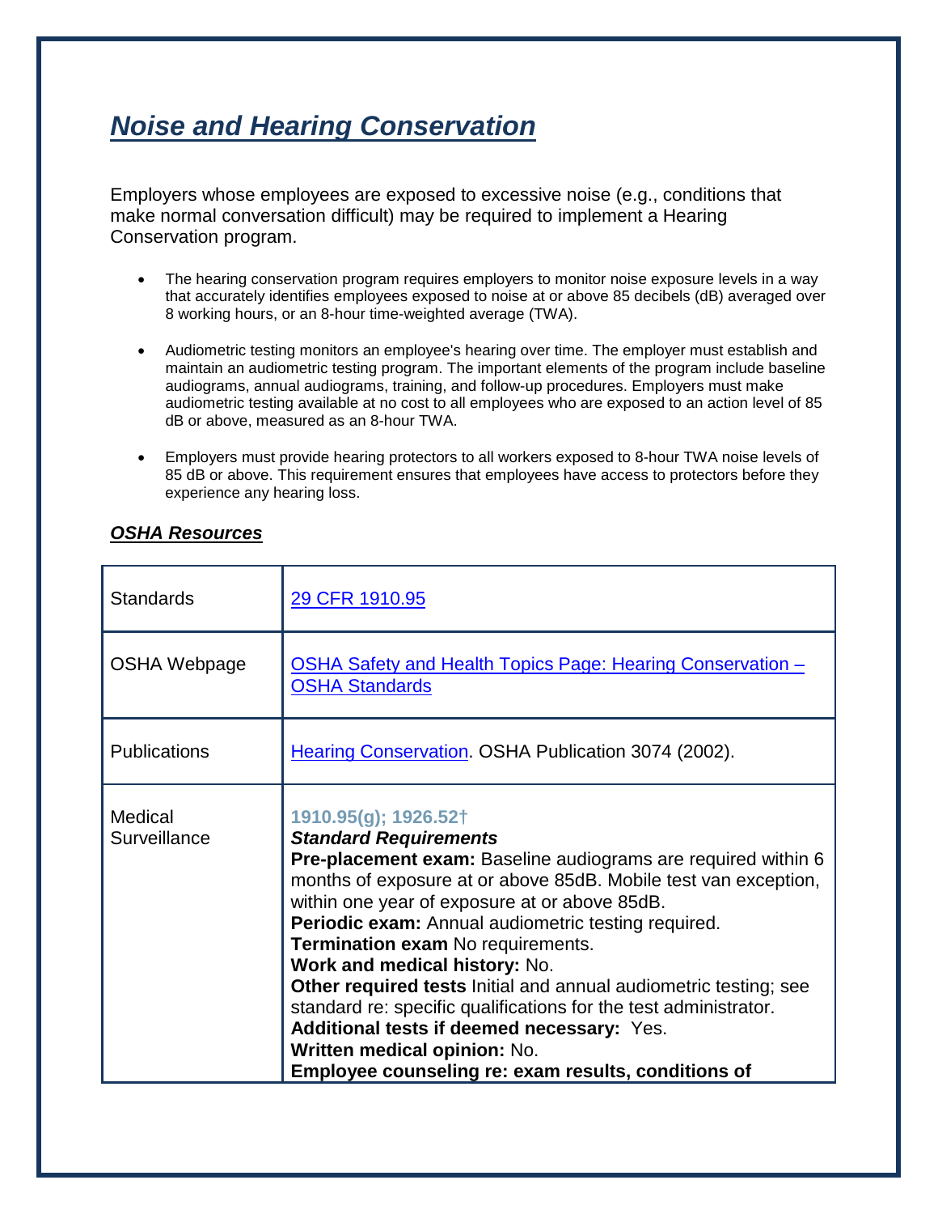# ***Noise and Hearing Conservation***

Employers whose employees are exposed to excessive noise (e.g., conditions that make normal conversation difficult) may be required to implement a Hearing Conservation program.

- The hearing conservation program requires employers to monitor noise exposure levels in a way that accurately identifies employees exposed to noise at or above 85 decibels (dB) averaged over 8 working hours, or an 8-hour time-weighted average (TWA).

- Audiometric testing monitors an employee's hearing over time. The employer must establish and maintain an audiometric testing program. The important elements of the program include baseline audiograms, annual audiograms, training, and follow-up procedures. Employers must make audiometric testing available at no cost to all employees who are exposed to an action level of 85 dB or above, measured as an 8-hour TWA.

- Employers must provide hearing protectors to all workers exposed to 8-hour TWA noise levels of 85 dB or above. This requirement ensures that employees have access to protectors before they experience any hearing loss.

## ***OSHA Resources***

| | |
|---|---|
| Standards | 29 CFR 1910.95 |
| OSHA Webpage | OSHA Safety and Health Topics Page: Hearing Conservation – OSHA Standards |
| Publications | Hearing Conservation. OSHA Publication 3074 (2002). |
| Medical Surveillance | **1910.95(g); 1926.52†**<br>***Standard Requirements***<br>**Pre-placement exam:** Baseline audiograms are required within 6 months of exposure at or above 85dB. Mobile test van exception, within one year of exposure at or above 85dB.<br>**Periodic exam:** Annual audiometric testing required.<br>**Termination exam** No requirements.<br>**Work and medical history:** No.<br>**Other required tests** Initial and annual audiometric testing; see standard re: specific qualifications for the test administrator.<br>**Additional tests if deemed necessary:** Yes.<br>**Written medical opinion:** No.<br>**Employee counseling re: exam results, conditions of** |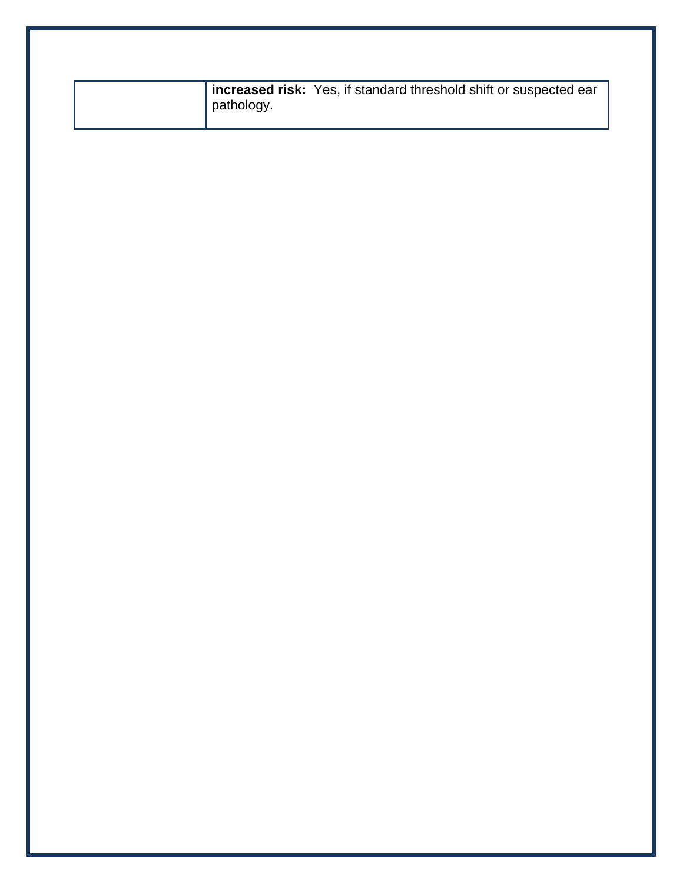| | |
|---|---|
| | **increased risk:** Yes, if standard threshold shift or suspected ear pathology. |